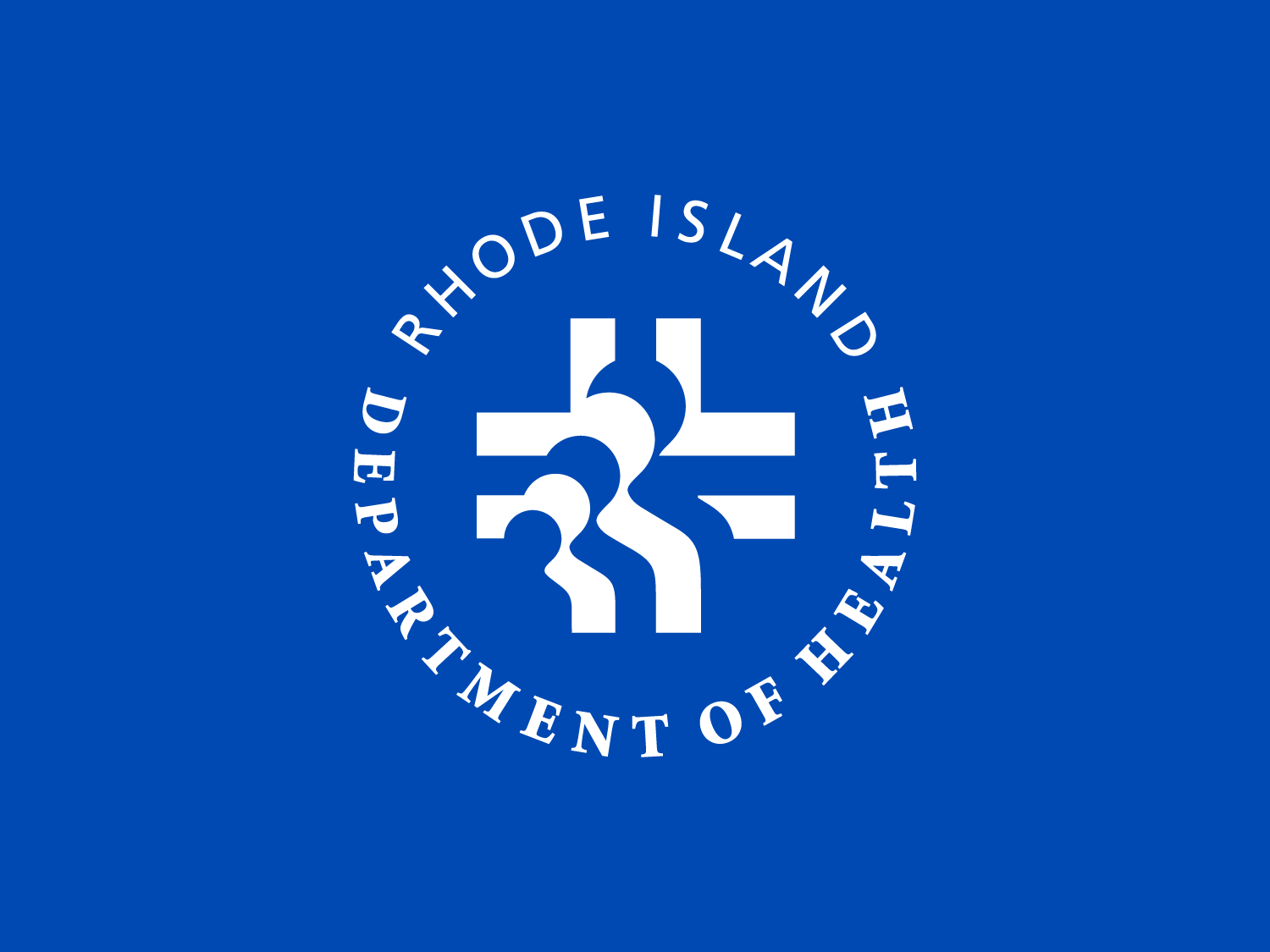RHODE ISLAND DEPARTMENT OF HEALTH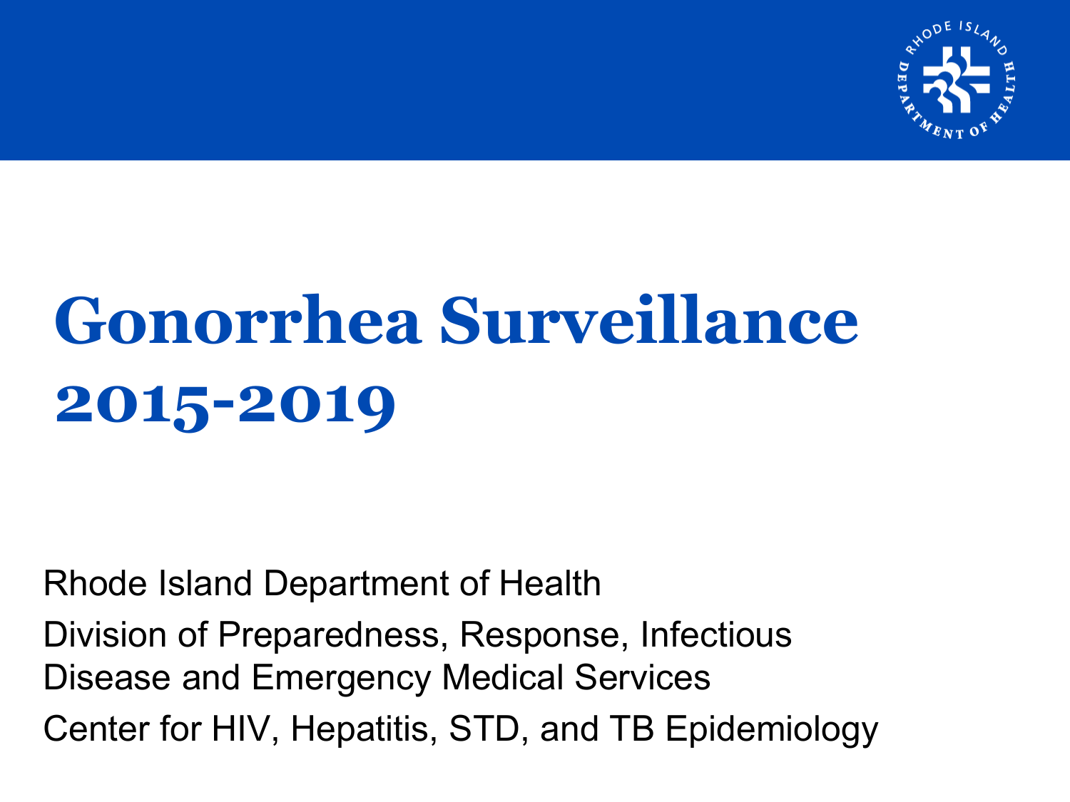# Gonorrhea Surveillance 2015-2019

Rhode Island Department of Health

Division of Preparedness, Response, Infectious Disease and Emergency Medical Services

Center for HIV, Hepatitis, STD, and TB Epidemiology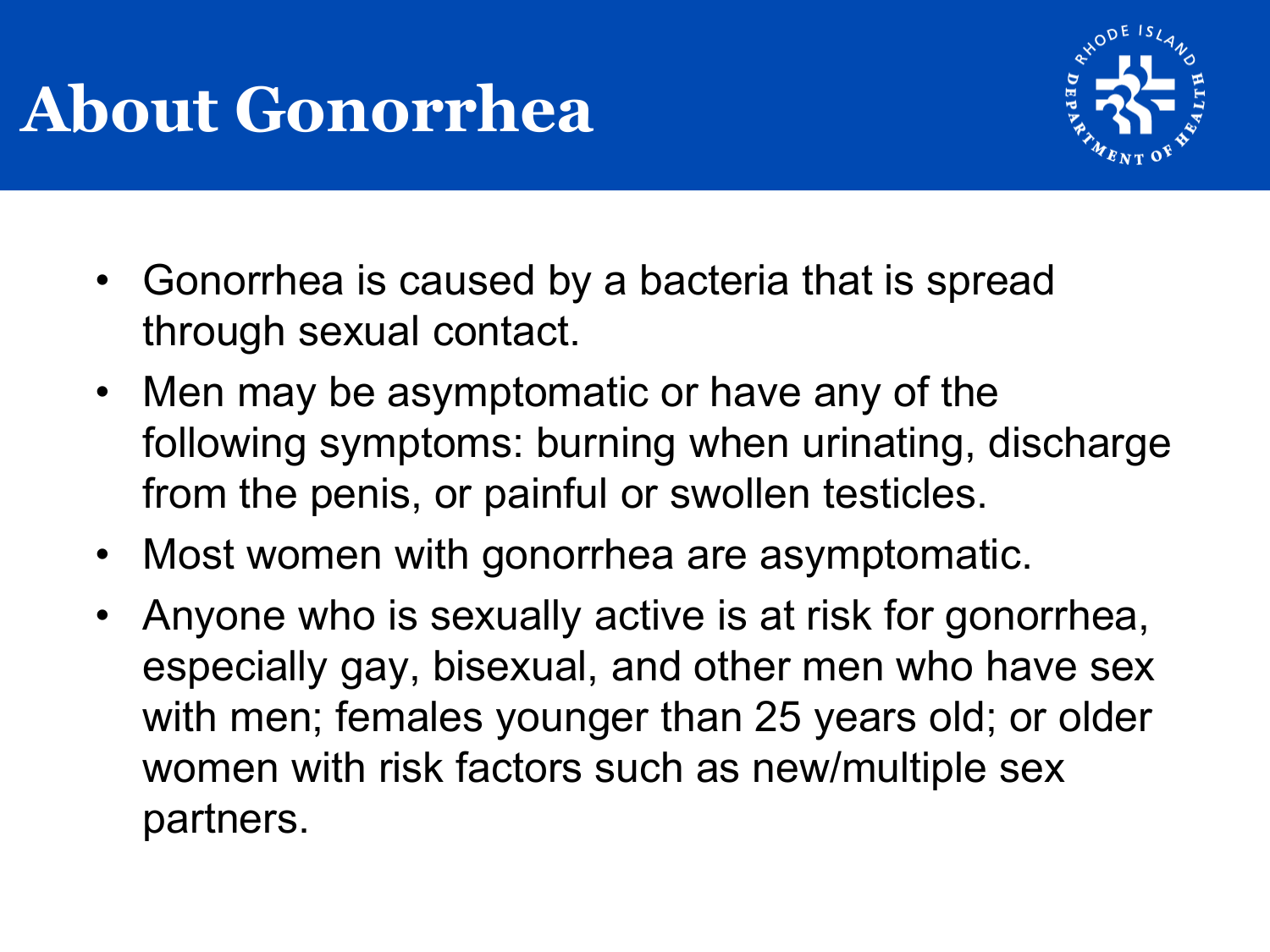# About Gonorrhea

- Gonorrhea is caused by a bacteria that is spread through sexual contact.
- Men may be asymptomatic or have any of the following symptoms: burning when urinating, discharge from the penis, or painful or swollen testicles.
- Most women with gonorrhea are asymptomatic.
- Anyone who is sexually active is at risk for gonorrhea, especially gay, bisexual, and other men who have sex with men; females younger than 25 years old; or older women with risk factors such as new/multiple sex partners.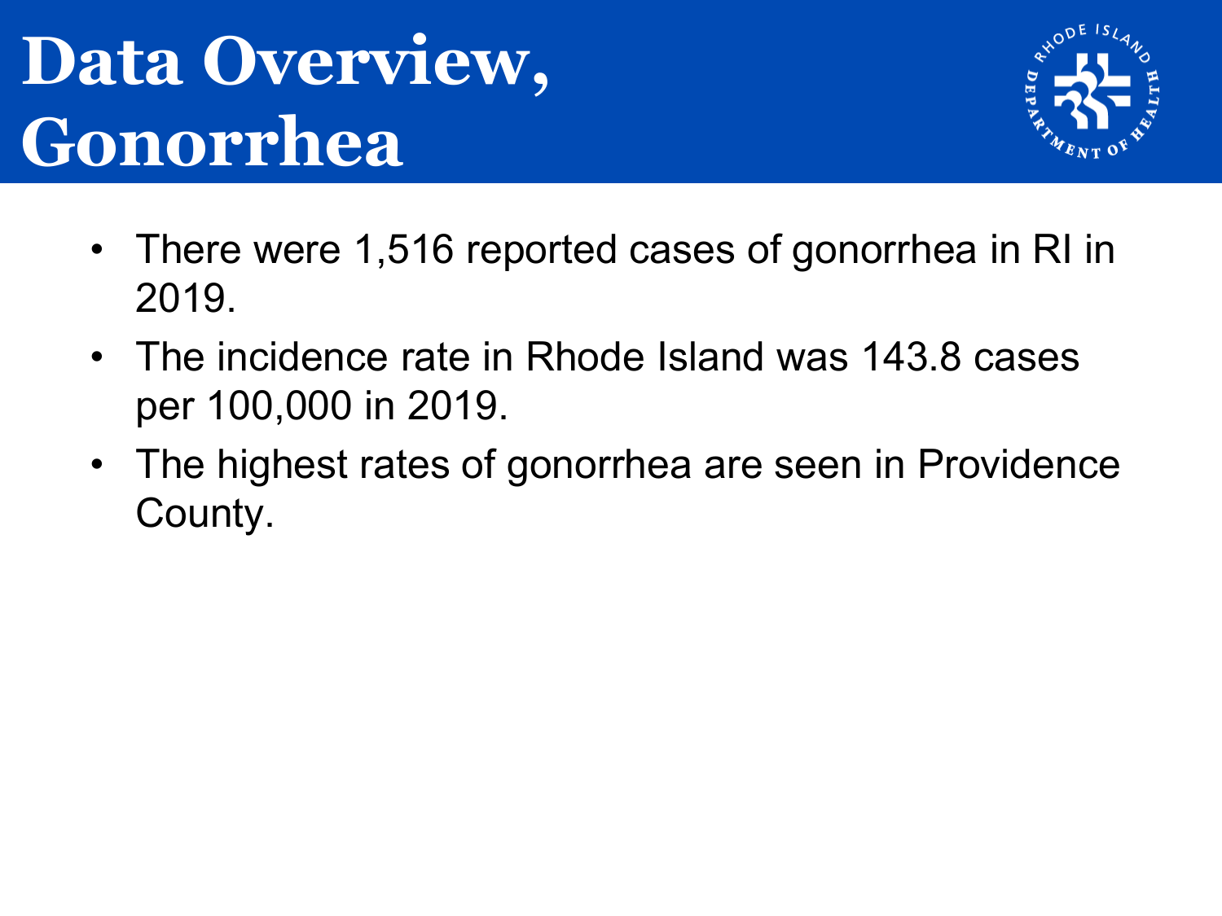# Data Overview, Gonorrhea

- There were 1,516 reported cases of gonorrhea in RI in 2019.
- The incidence rate in Rhode Island was 143.8 cases per 100,000 in 2019.
- The highest rates of gonorrhea are seen in Providence County.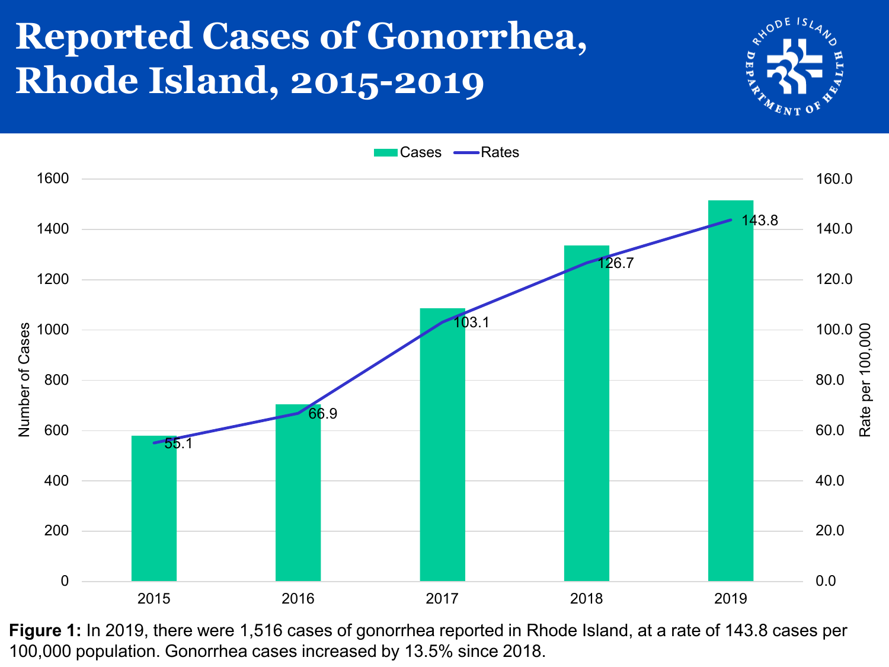# Reported Cases of Gonorrhea, Rhode Island, 2015-2019

| Year | Rates (per 100,000) |
|---|---|
| 2015 | 55.1 |
| 2016 | 66.9 |
| 2017 | 103.1 |
| 2018 | 126.7 |
| 2019 | 143.8 |

**Figure 1:** In 2019, there were 1,516 cases of gonorrhea reported in Rhode Island, at a rate of 143.8 cases per 100,000 population. Gonorrhea cases increased by 13.5% since 2018.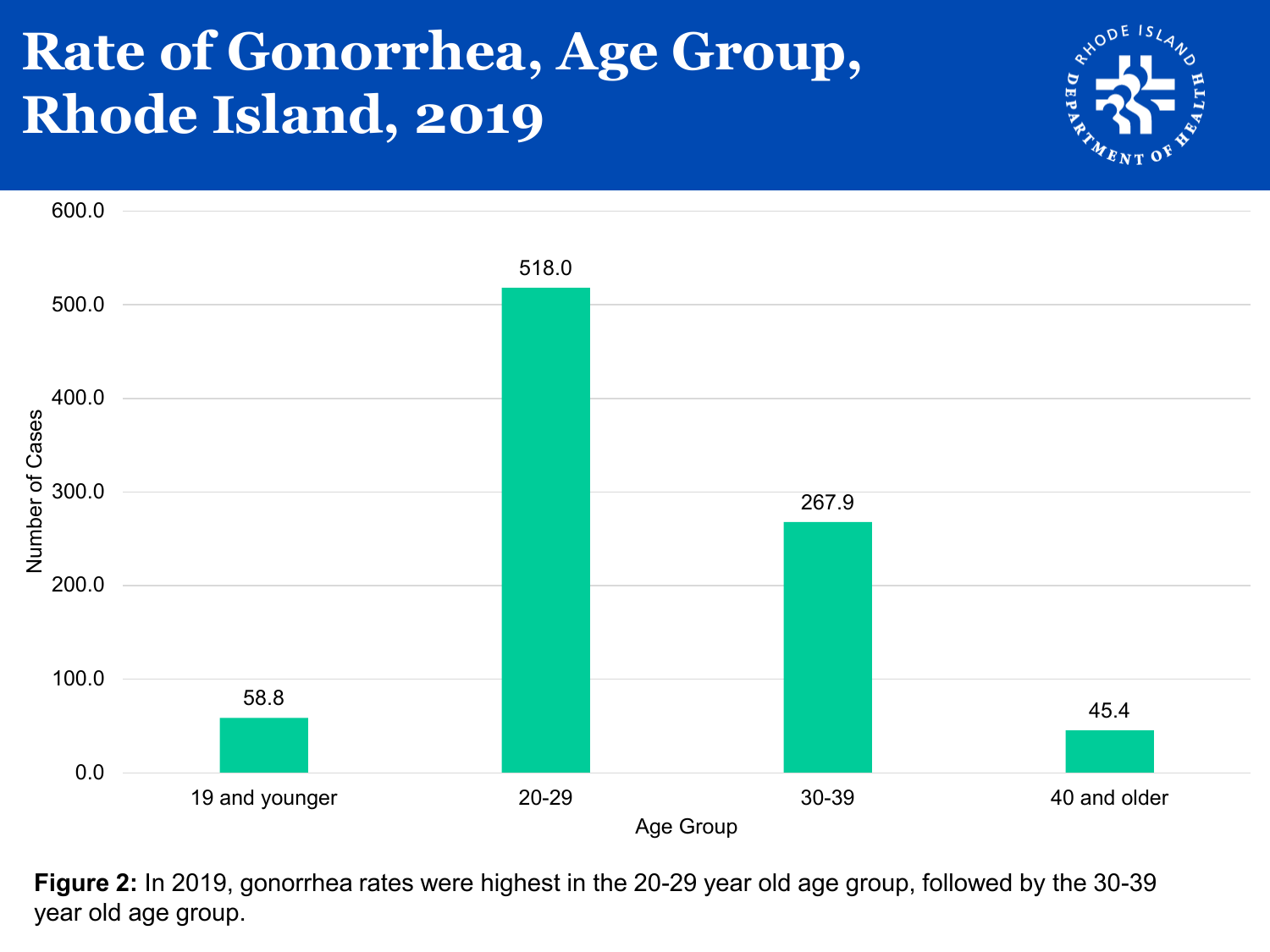# Rate of Gonorrhea, Age Group, Rhode Island, 2019

| Age Group | Number of Cases |
|---|---|
| 19 and younger | 58.8 |
| 20-29 | 518.0 |
| 30-39 | 267.9 |
| 40 and older | 45.4 |

**Figure 2:** In 2019, gonorrhea rates were highest in the 20-29 year old age group, followed by the 30-39 year old age group.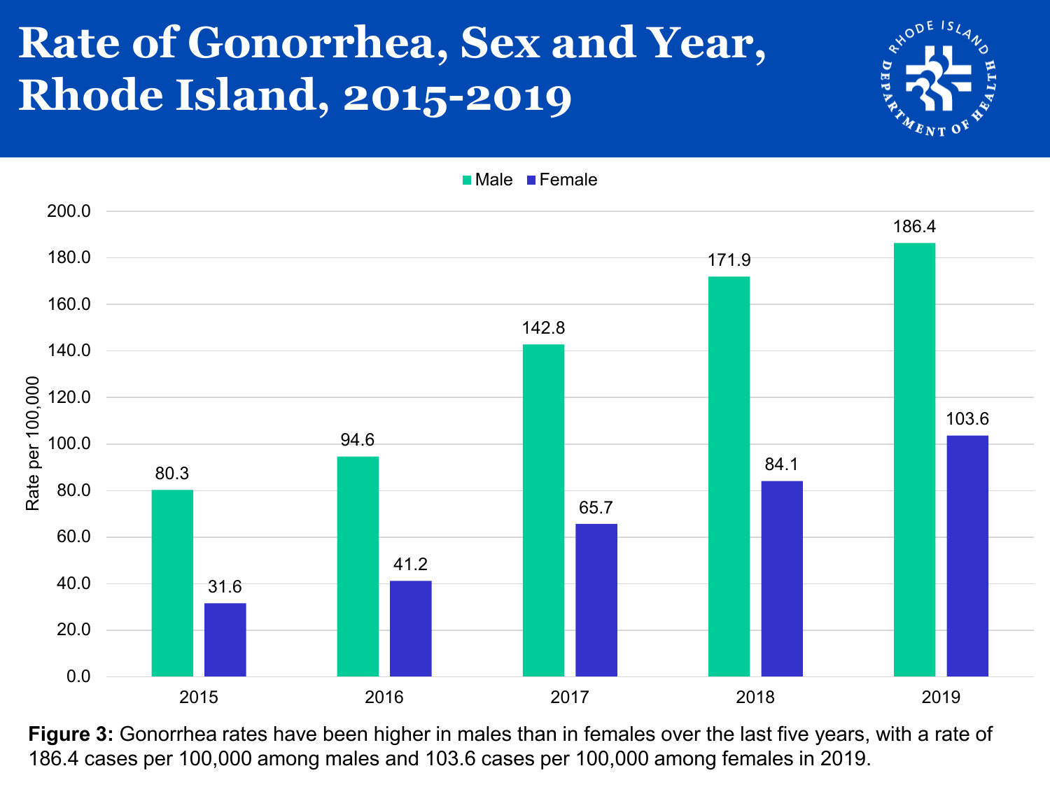# Rate of Gonorrhea, Sex and Year, Rhode Island, 2015-2019

| Year | Male | Female |
|---|---|---|
| 2015 | 80.3 | 31.6 |
| 2016 | 94.6 | 41.2 |
| 2017 | 142.8 | 65.7 |
| 2018 | 171.9 | 84.1 |
| 2019 | 186.4 | 103.6 |

Rate per 100,000

**Figure 3:** Gonorrhea rates have been higher in males than in females over the last five years, with a rate of 186.4 cases per 100,000 among males and 103.6 cases per 100,000 among females in 2019.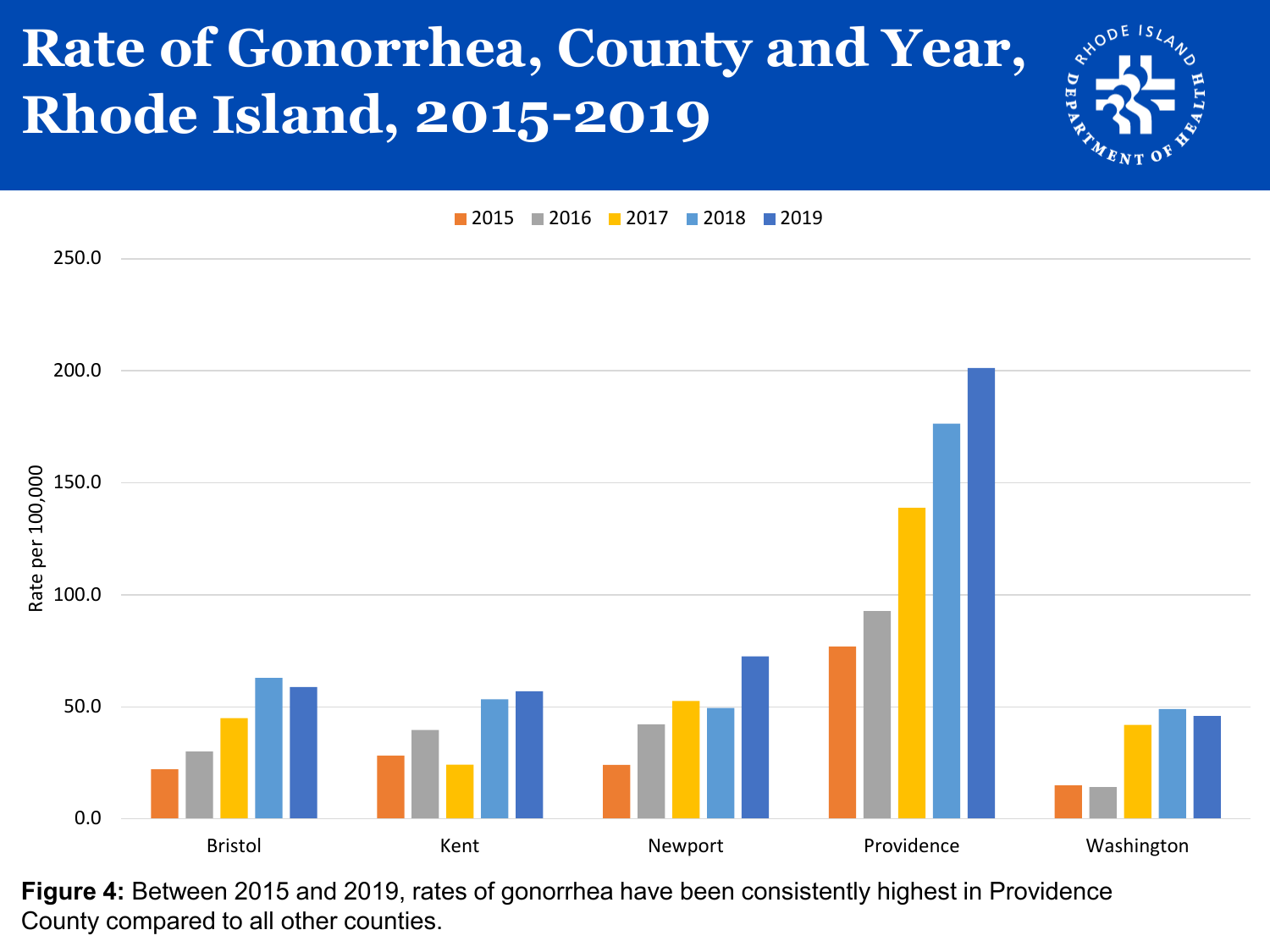# Rate of Gonorrhea, County and Year, Rhode Island, 2015-2019

**Figure 4:** Between 2015 and 2019, rates of gonorrhea have been consistently highest in Providence County compared to all other counties.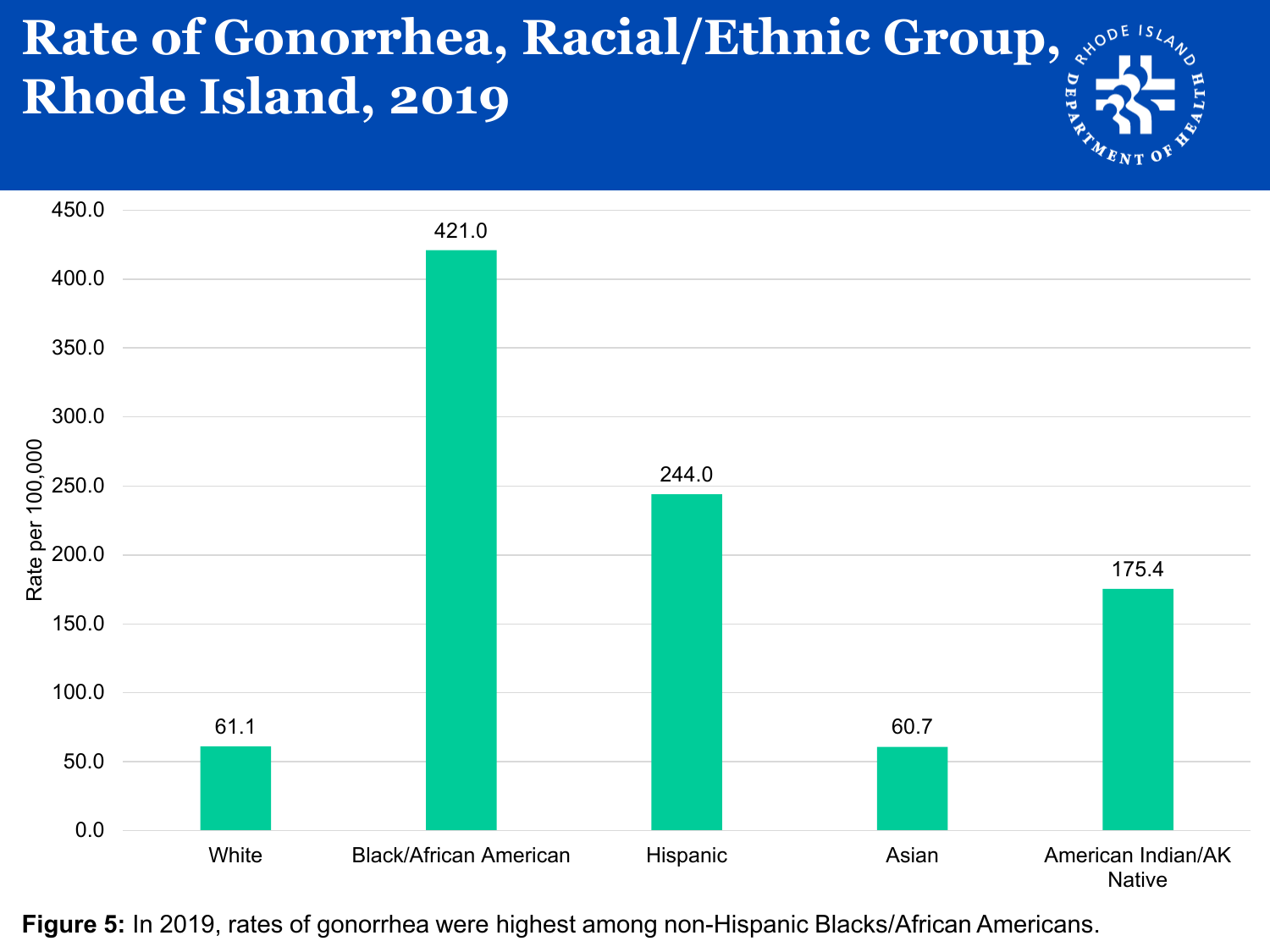# Rate of Gonorrhea, Racial/Ethnic Group, Rhode Island, 2019

| Racial/Ethnic Group | Rate per 100,000 |
|---|---|
| White | 61.1 |
| Black/African American | 421.0 |
| Hispanic | 244.0 |
| Asian | 60.7 |
| American Indian/AK Native | 175.4 |

**Figure 5:** In 2019, rates of gonorrhea were highest among non-Hispanic Blacks/African Americans.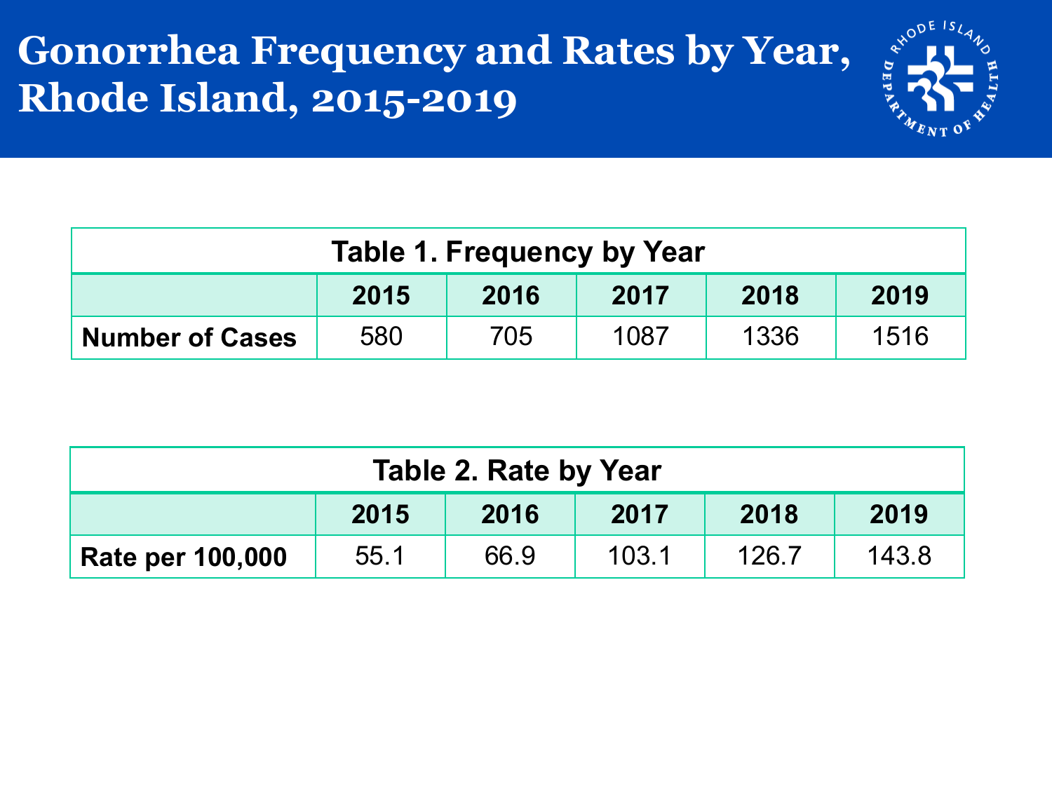# Gonorrhea Frequency and Rates by Year, Rhode Island, 2015-2019

**Table 1. Frequency by Year**

| | 2015 | 2016 | 2017 | 2018 | 2019 |
|---|---|---|---|---|---|
| **Number of Cases** | 580 | 705 | 1087 | 1336 | 1516 |

**Table 2. Rate by Year**

| | 2015 | 2016 | 2017 | 2018 | 2019 |
|---|---|---|---|---|---|
| **Rate per 100,000** | 55.1 | 66.9 | 103.1 | 126.7 | 143.8 |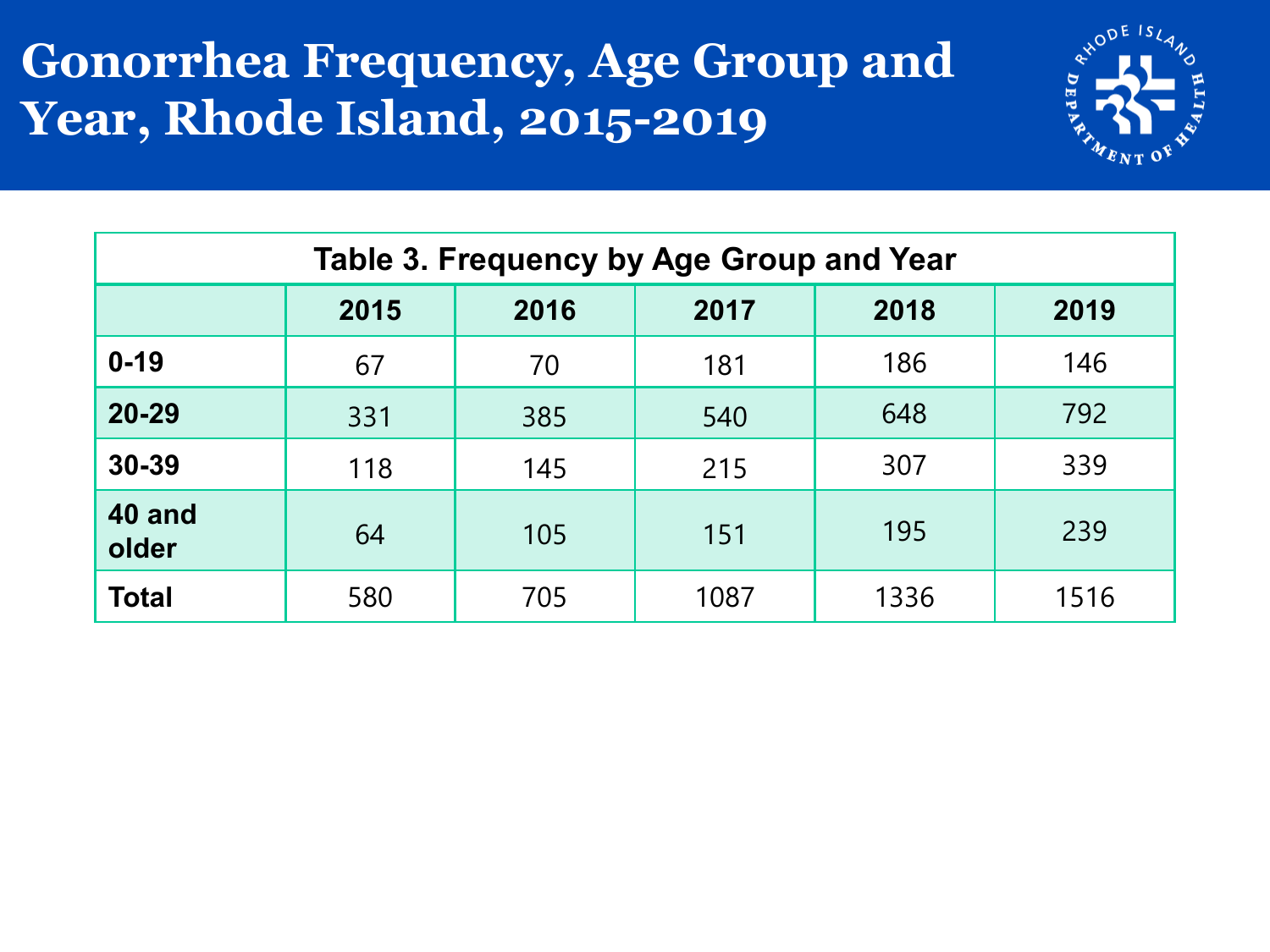# Gonorrhea Frequency, Age Group and Year, Rhode Island, 2015-2019

**Table 3. Frequency by Age Group and Year**

| | 2015 | 2016 | 2017 | 2018 | 2019 |
|---|---|---|---|---|---|
| **0-19** | 67 | 70 | 181 | 186 | 146 |
| **20-29** | 331 | 385 | 540 | 648 | 792 |
| **30-39** | 118 | 145 | 215 | 307 | 339 |
| **40 and older** | 64 | 105 | 151 | 195 | 239 |
| **Total** | 580 | 705 | 1087 | 1336 | 1516 |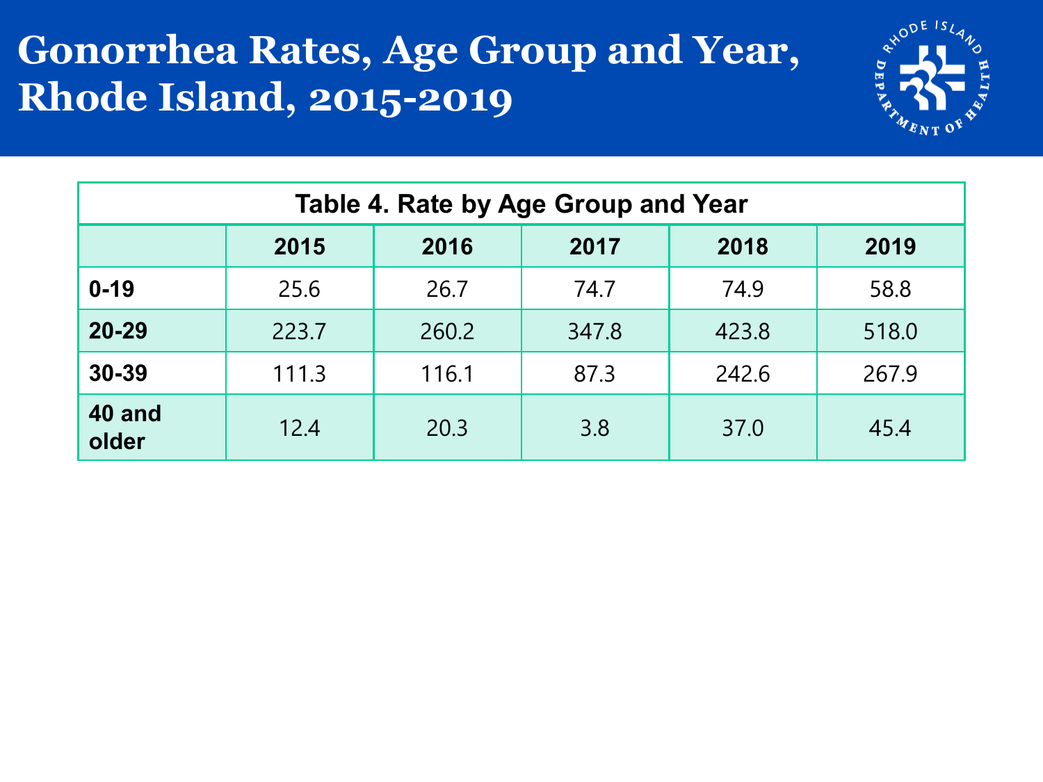# Gonorrhea Rates, Age Group and Year, Rhode Island, 2015-2019

**Table 4. Rate by Age Group and Year**

| | 2015 | 2016 | 2017 | 2018 | 2019 |
|---|---|---|---|---|---|
| **0-19** | 25.6 | 26.7 | 74.7 | 74.9 | 58.8 |
| **20-29** | 223.7 | 260.2 | 347.8 | 423.8 | 518.0 |
| **30-39** | 111.3 | 116.1 | 87.3 | 242.6 | 267.9 |
| **40 and older** | 12.4 | 20.3 | 3.8 | 37.0 | 45.4 |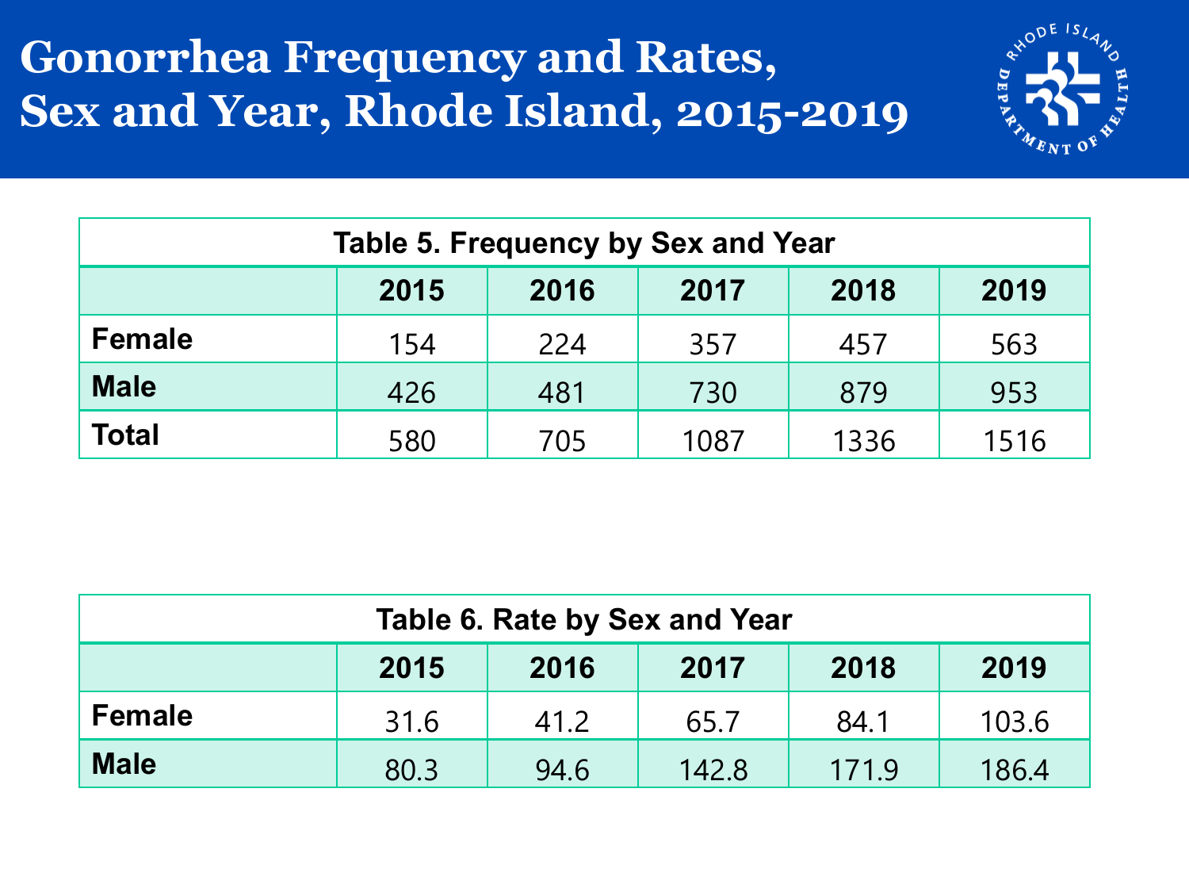# Gonorrhea Frequency and Rates, Sex and Year, Rhode Island, 2015-2019

**Table 5. Frequency by Sex and Year**

| | 2015 | 2016 | 2017 | 2018 | 2019 |
|---|---|---|---|---|---|
| **Female** | 154 | 224 | 357 | 457 | 563 |
| **Male** | 426 | 481 | 730 | 879 | 953 |
| **Total** | 580 | 705 | 1087 | 1336 | 1516 |

**Table 6. Rate by Sex and Year**

| | 2015 | 2016 | 2017 | 2018 | 2019 |
|---|---|---|---|---|---|
| **Female** | 31.6 | 41.2 | 65.7 | 84.1 | 103.6 |
| **Male** | 80.3 | 94.6 | 142.8 | 171.9 | 186.4 |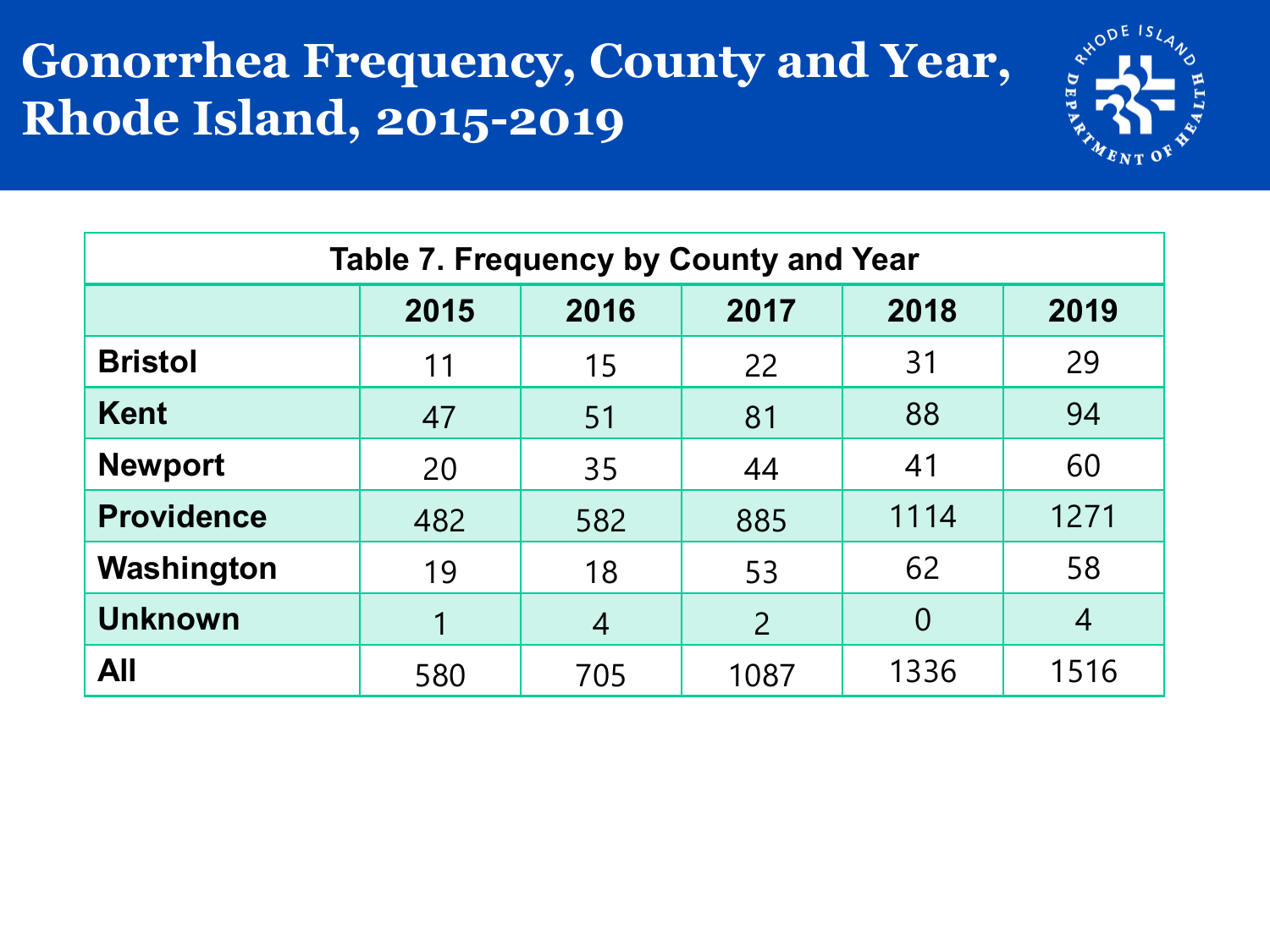# Gonorrhea Frequency, County and Year, Rhode Island, 2015-2019

**Table 7. Frequency by County and Year**

| | 2015 | 2016 | 2017 | 2018 | 2019 |
|---|---|---|---|---|---|
| **Bristol** | 11 | 15 | 22 | 31 | 29 |
| **Kent** | 47 | 51 | 81 | 88 | 94 |
| **Newport** | 20 | 35 | 44 | 41 | 60 |
| **Providence** | 482 | 582 | 885 | 1114 | 1271 |
| **Washington** | 19 | 18 | 53 | 62 | 58 |
| **Unknown** | 1 | 4 | 2 | 0 | 4 |
| **All** | 580 | 705 | 1087 | 1336 | 1516 |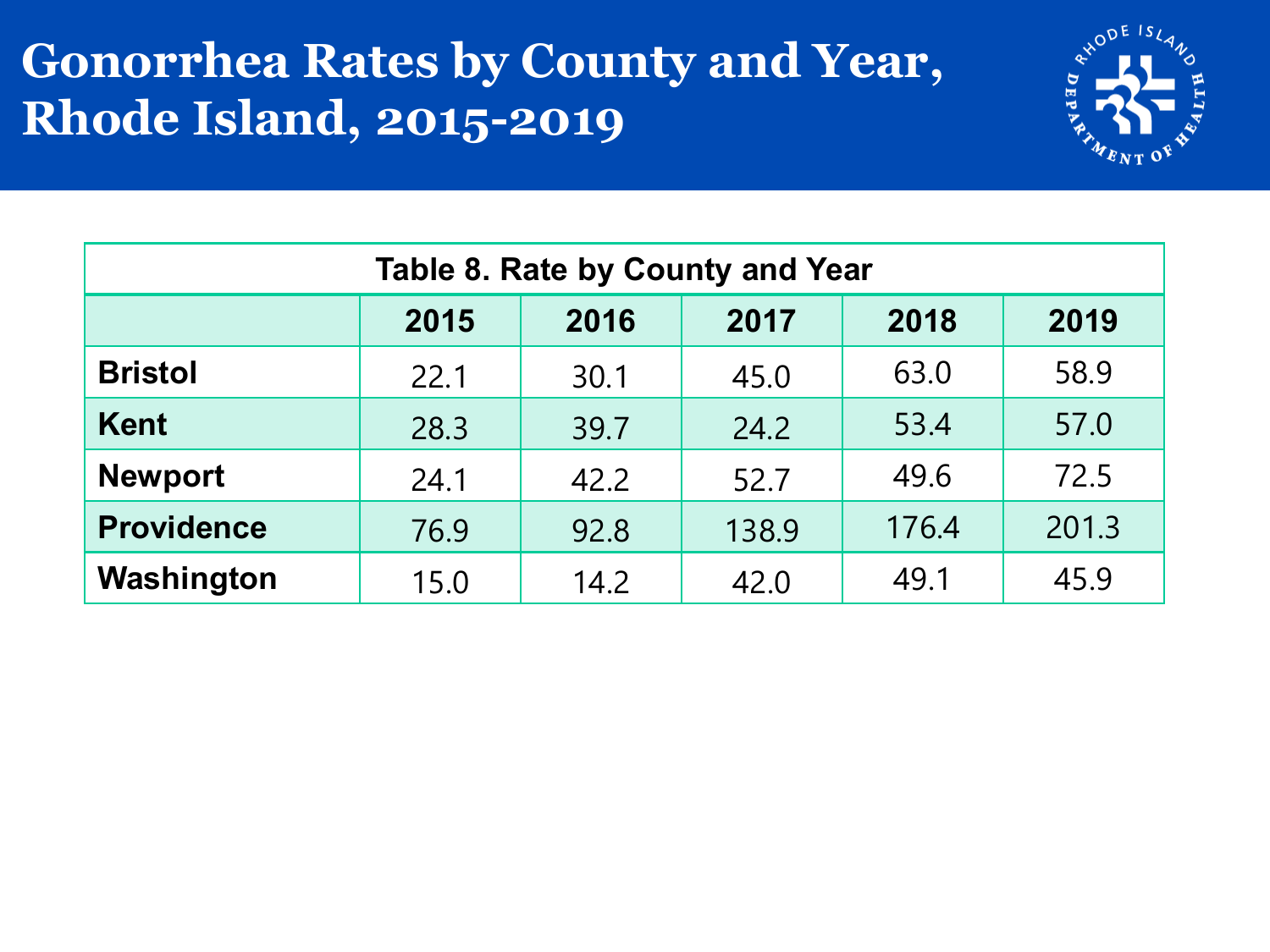# Gonorrhea Rates by County and Year, Rhode Island, 2015-2019

**Table 8. Rate by County and Year**

| | 2015 | 2016 | 2017 | 2018 | 2019 |
|---|---|---|---|---|---|
| **Bristol** | 22.1 | 30.1 | 45.0 | 63.0 | 58.9 |
| **Kent** | 28.3 | 39.7 | 24.2 | 53.4 | 57.0 |
| **Newport** | 24.1 | 42.2 | 52.7 | 49.6 | 72.5 |
| **Providence** | 76.9 | 92.8 | 138.9 | 176.4 | 201.3 |
| **Washington** | 15.0 | 14.2 | 42.0 | 49.1 | 45.9 |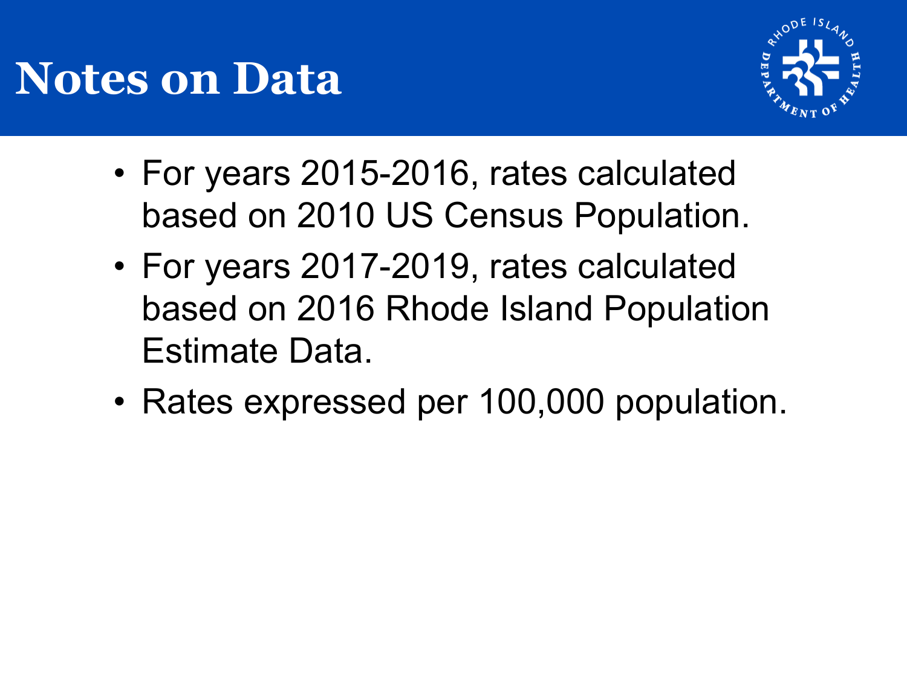# Notes on Data

- For years 2015-2016, rates calculated based on 2010 US Census Population.
- For years 2017-2019, rates calculated based on 2016 Rhode Island Population Estimate Data.
- Rates expressed per 100,000 population.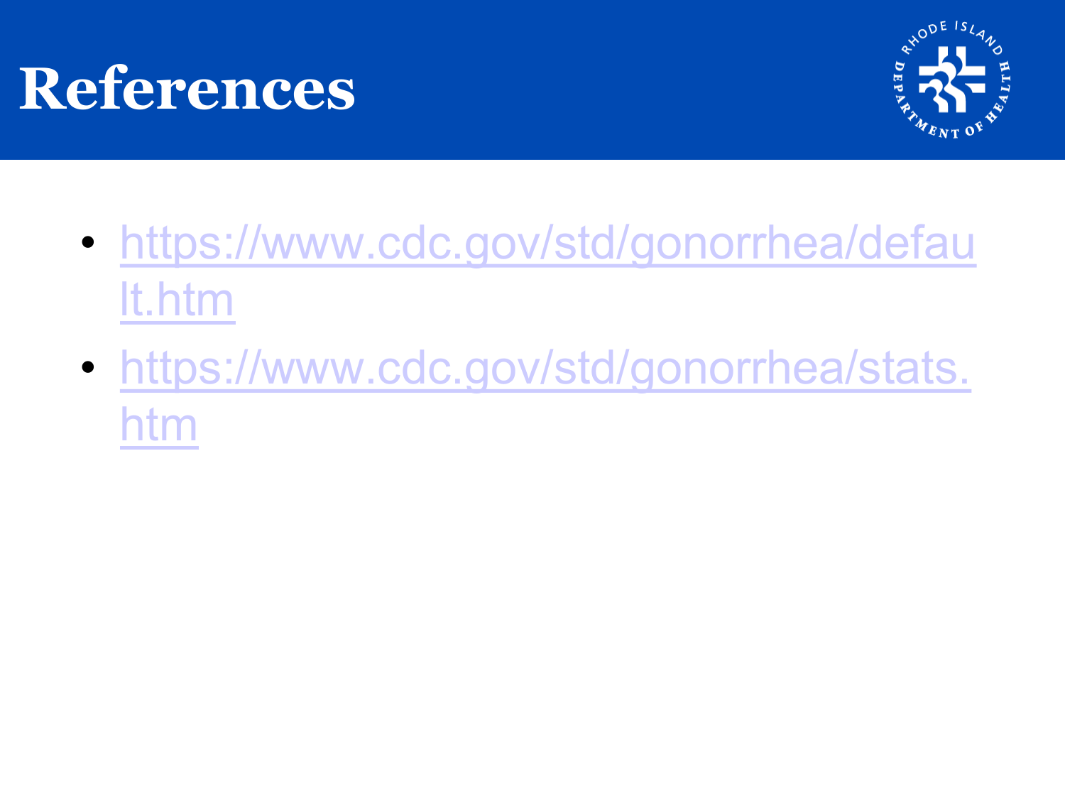# References

- https://www.cdc.gov/std/gonorrhea/default.htm
- https://www.cdc.gov/std/gonorrhea/stats.htm